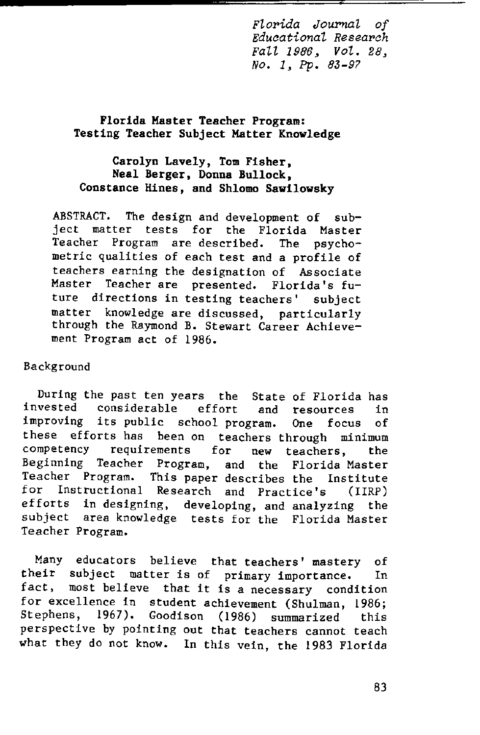*Florida Journal of Educational Research Fall 1986, Vol. 28, No. 1, Pp. 83-97*

# Florida Master Teacher Program: Testing Teacher Subject Matter Knowledge

**Carolyn Lavely, Tom Fisher, Neal Berger, Donna Bullock, Constance Hines, and Shlomo Sawilowsky**

ABSTRACT. The design and development of subject matter tests for the Florida Master Teacher Program are described. The psychometric qualities of each test and a profile of teachers earning the designation of Associate Master Teacher are presented. Florida's future directions in testing teachers' subject matter knowledge are discussed, particularly through the Raymond B. Stewart Career Achievement Program act of 1986.

## Background

During the past ten years the State of Florida has invested considerable effort and resources in improving its public school program. One focus of these efforts has been on teachers through minimum competency requirements for new teachers, the Beginning Teacher Program, and the Florida Master Teacher Program. This paper describes the Institute for Instructional Research and Practice's (IIRP) efforts in designing, developing, and analyzing the subject area knowledge tests for the Florida Master Teacher Program.

Many educators believe that teachers' mastery of their subject matter is of primary importance. In fact, most believe that it is a necessary condition for excellence in student achievement (Shulman, 1986; Stephens, 1967). Goodison (1986) summarized this perspective by pointing out that teachers cannot teach what they do not know. In this vein, the 1983 Florida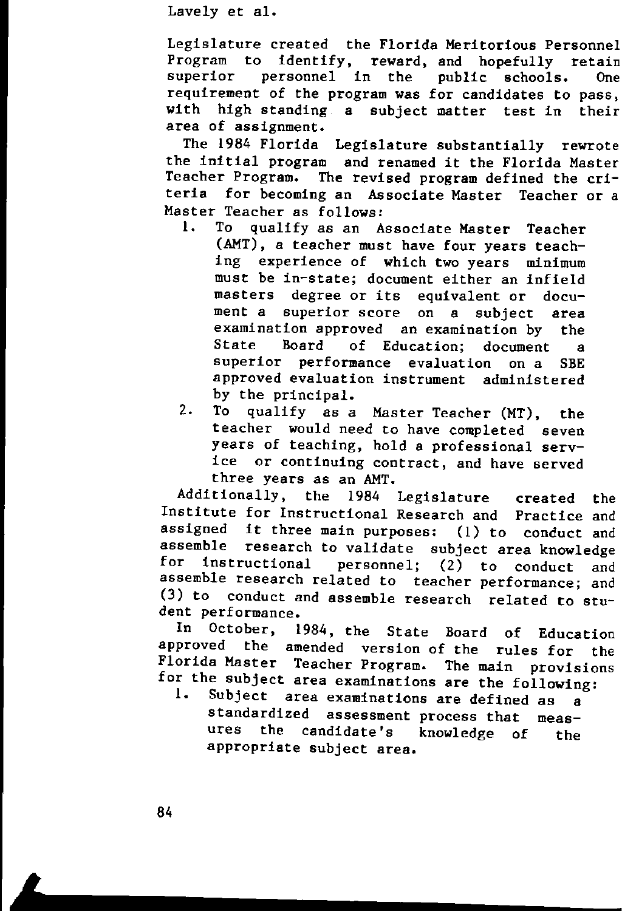Legislature created the Florida Meritorious Personnel Program to identify, reward, and hopefully retain superior personnel in the public schools. One requirement of the program was for candidates to pass, with high standing a subject matter test in their area of assignment.

The 1984 Florida Legislature substantially rewrote the initial program and renamed it the Florida Master Teacher Program. The revised program defined the criteria for becoming an Associate Master Teacher or a Master Teacher as follows:

1. To qualify as an Associate Master Teacher (AMT), a teacher must have four years teaching experience of which two years minimum must be in-state; document either an infield masters degree or its equivalent or document a superior score on a subject area examination approved an examination by the State Board of Education; document a superior performance evaluation on a SBE approved evaluation instrument administered by the principal.
2. To qualify as a Master Teacher (MT), the teacher would need to have completed seven years of teaching, hold a professional service or continuing contract, and have served three years as an AMT.

Additionally, the 1984 Legislature created the Institute for Instructional Research and Practice and assigned it three main purposes: (1) to conduct and assemble research to validate subject area knowledge for instructional personnel; (2) to conduct and assemble research related to teacher performance; and (3) to conduct and assemble research related to student performance.

In October, 1984, the State Board of Education approved the amended version of the rules for the Florida Master Teacher Program. The main provisions for the subject area examinations are the following:

1. Subject area examinations are defined as a standardized assessment process that measures the candidate's knowledge of the appropriate subject area.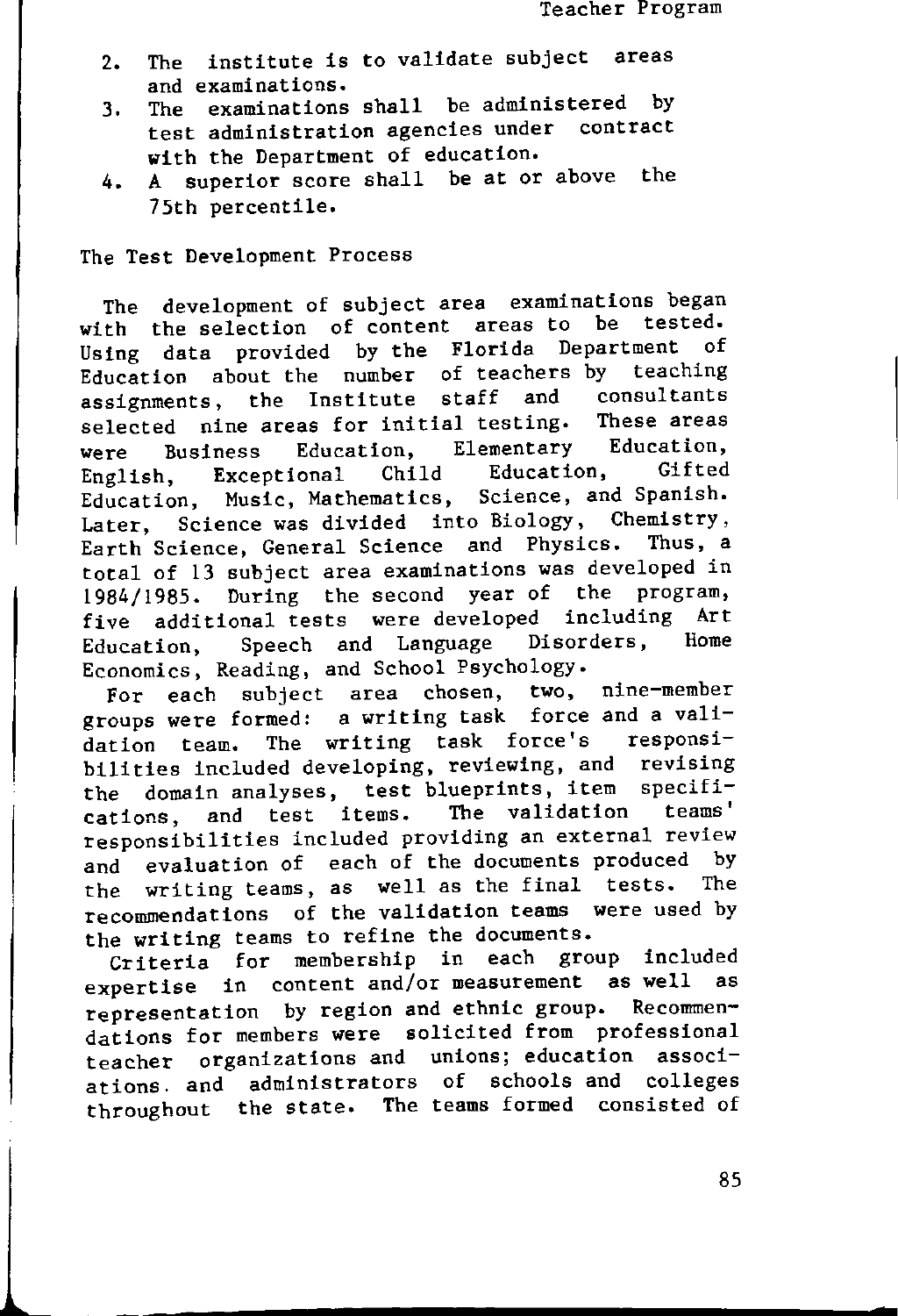2. The institute is to validate subject areas and examinations.
3. The examinations shall be administered by test administration agencies under contract with the Department of education.
4. A superior score shall be at or above the 75th percentile.

## The Test Development Process

The development of subject area examinations began with the selection of content areas to be tested. Using data provided by the Florida Department of Education about the number of teachers by teaching assignments, the Institute staff and consultants selected nine areas for initial testing. These areas were Business Education, Elementary Education, English, Exceptional Child Education, Gifted Education, Music, Mathematics, Science, and Spanish. Later, Science was divided into Biology, Chemistry, Earth Science, General Science and Physics. Thus, a total of 13 subject area examinations was developed in 1984/1985. During the second year of the program, five additional tests were developed including Art Education, Speech and Language Disorders, Home Economics, Reading, and School Psychology.

For each subject area chosen, two, nine-member groups were formed: a writing task force and a validation team. The writing task force's responsibilities included developing, reviewing, and revising the domain analyses, test blueprints, item specifications, and test items. The validation teams' responsibilities included providing an external review and evaluation of each of the documents produced by the writing teams, as well as the final tests. The recommendations of the validation teams were used by the writing teams to refine the documents.

Criteria for membership in each group included expertise in content and/or measurement as well as representation by region and ethnic group. Recommendations for members were solicited from professional teacher organizations and unions; education associations. and administrators of schools and colleges throughout the state. The teams formed consisted of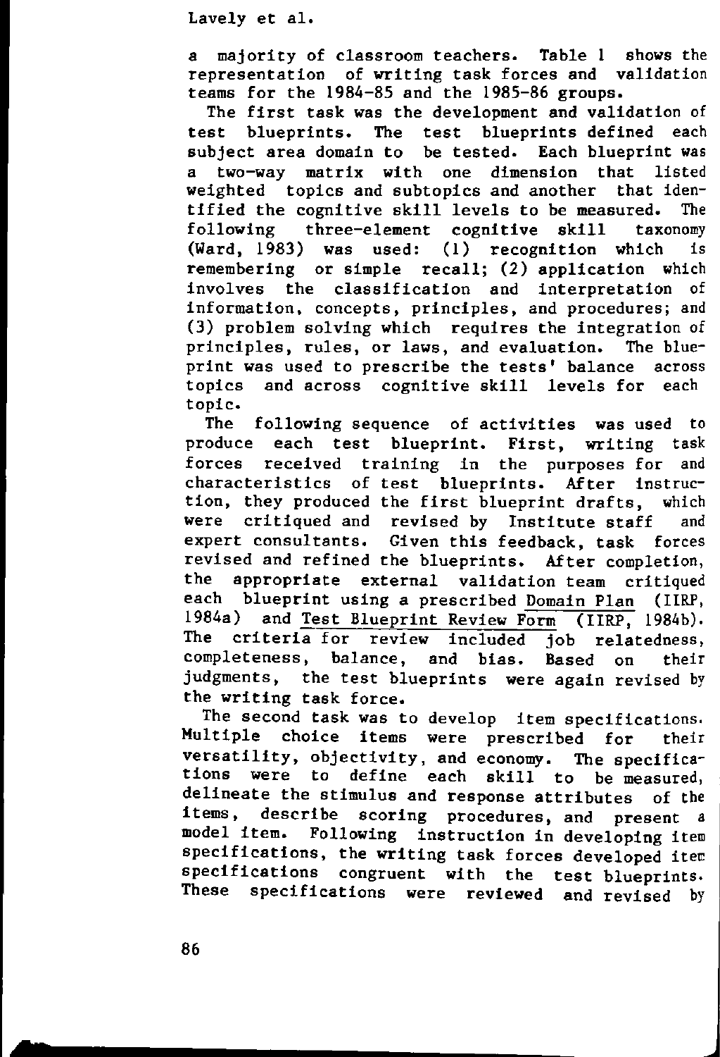a majority of classroom teachers. Table 1 shows the representation of writing task forces and validation teams for the 1984-85 and the 1985-86 groups.

The first task was the development and validation of test blueprints. The test blueprints defined each subject area domain to be tested. Each blueprint was a two-way matrix with one dimension that listed weighted topics and subtopics and another that identified the cognitive skill levels to be measured. The following three-element cognitive skill taxonomy (Ward, 1983) was used: (1) recognition which is remembering or simple recall; (2) application which involves the classification and interpretation of information, concepts, principles, and procedures; and (3) problem solving which requires the integration of principles, rules, or laws, and evaluation. The blueprint was used to prescribe the tests' balance across topics and across cognitive skill levels for each topic.

The following sequence of activities was used to produce each test blueprint. First, writing task forces received training in the purposes for and characteristics of test blueprints. After instruction, they produced the first blueprint drafts, which were critiqued and revised by Institute staff and expert consultants. Given this feedback, task forces revised and refined the blueprints. After completion, the appropriate external validation team critiqued each blueprint using a prescribed Domain Plan (IIRP, 1984a) and Test Blueprint Review Form (IIRP, 1984b). The criteria for review included job relatedness, completeness, balance, and bias. Based on their judgments, the test blueprints were again revised by the writing task force.

The second task was to develop item specifications. Multiple choice items were prescribed for their versatility, objectivity, and economy. The specifications were to define each skill to be measured, delineate the stimulus and response attributes of the items, describe scoring procedures, and present a model item. Following instruction in developing item specifications, the writing task forces developed item specifications congruent with the test blueprints. These specifications were reviewed and revised by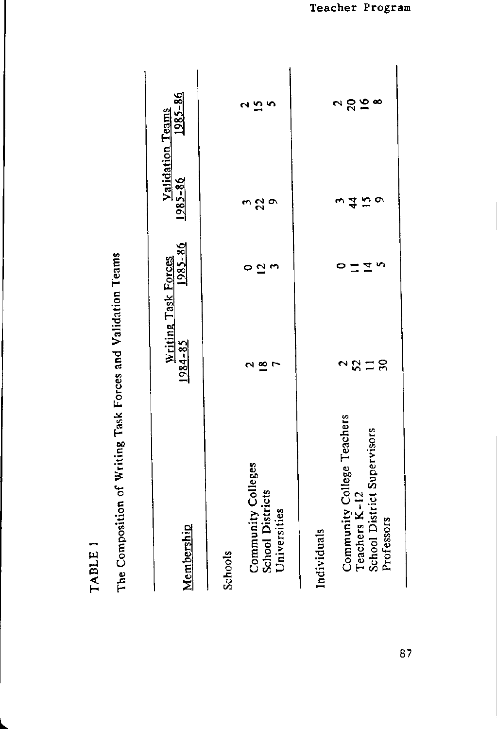TABLE 1

The Composition of Writing Task Forces and Validation Teams

| Membership | Writing Task Forces | | Validation Teams | |
|---|---|---|---|---|
| | 1984-85 | 1985-86 | 1985-86 | 1985-86 |
| **Schools** | | | | |
| Community Colleges | 2 | 0 | 3 | 2 |
| School Districts | 18 | 12 | 22 | 15 |
| Universities | 7 | 3 | 9 | 5 |
| **Individuals** | | | | |
| Community College Teachers | 2 | 0 | 3 | 2 |
| Teachers K-12 | 52 | 11 | 44 | 20 |
| School District Supervisors | 11 | 14 | 15 | 16 |
| Professors | 30 | 5 | 9 | 8 |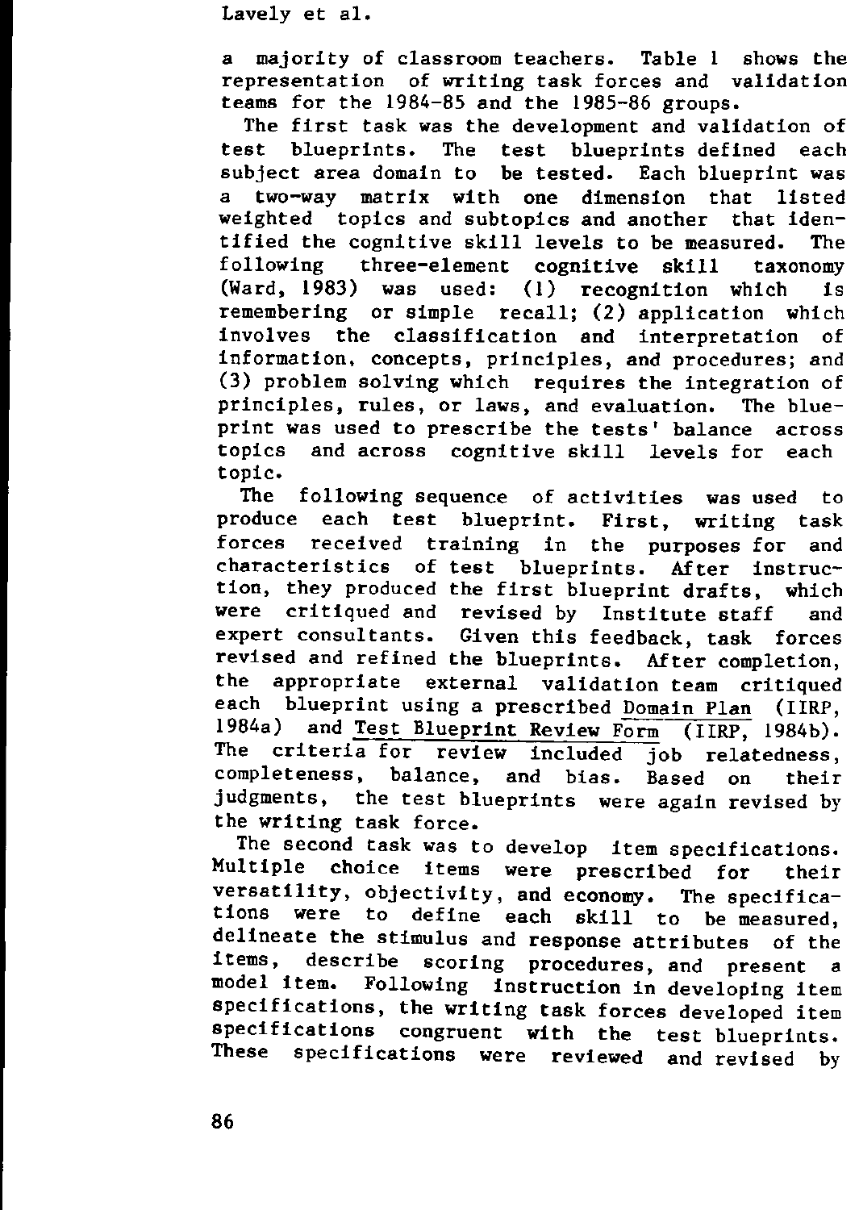a majority of classroom teachers. Table 1 shows the representation of writing task forces and validation teams for the 1984-85 and the 1985-86 groups.

The first task was the development and validation of test blueprints. The test blueprints defined each subject area domain to be tested. Each blueprint was a two-way matrix with one dimension that listed weighted topics and subtopics and another that identified the cognitive skill levels to be measured. The following three-element cognitive skill taxonomy (Ward, 1983) was used: (1) recognition which is remembering or simple recall; (2) application which involves the classification and interpretation of information, concepts, principles, and procedures; and (3) problem solving which requires the integration of principles, rules, or laws, and evaluation. The blueprint was used to prescribe the tests' balance across topics and across cognitive skill levels for each topic.

The following sequence of activities was used to produce each test blueprint. First, writing task forces received training in the purposes for and characteristics of test blueprints. After instruction, they produced the first blueprint drafts, which were critiqued and revised by Institute staff and expert consultants. Given this feedback, task forces revised and refined the blueprints. After completion, the appropriate external validation team critiqued each blueprint using a prescribed Domain Plan (IIRP, 1984a) and Test Blueprint Review Form (IIRP, 1984b). The criteria for review included job relatedness, completeness, balance, and bias. Based on their judgments, the test blueprints were again revised by the writing task force.

The second task was to develop item specifications. Multiple choice items were prescribed for their versatility, objectivity, and economy. The specifications were to define each skill to be measured, delineate the stimulus and response attributes of the items, describe scoring procedures, and present a model item. Following instruction in developing item specifications, the writing task forces developed item specifications congruent with the test blueprints. These specifications were reviewed and revised by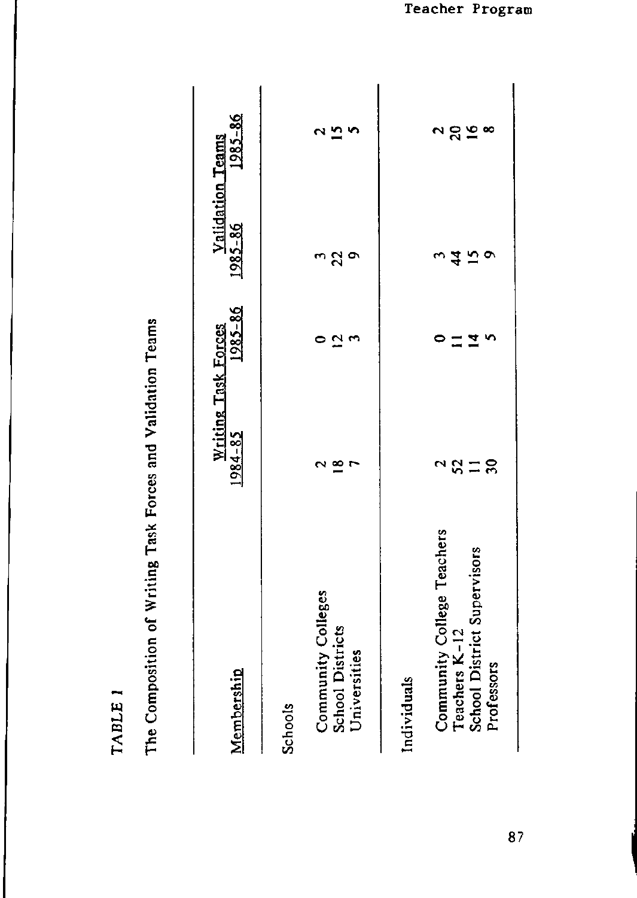TABLE 1

The Composition of Writing Task Forces and Validation Teams

| Membership | Writing Task Forces | | Validation Teams | |
|---|---|---|---|---|
| | 1984–85 | 1985–86 | 1985–86 | 1985–86 |
| **Schools** | | | | |
| Community Colleges | 2 | 0 | 3 | 2 |
| School Districts | 18 | 12 | 22 | 15 |
| Universities | 7 | 3 | 9 | 5 |
| **Individuals** | | | | |
| Community College Teachers | 2 | 0 | 3 | 2 |
| Teachers K–12 | 52 | 11 | 44 | 20 |
| School District Supervisors | 11 | 14 | 15 | 16 |
| Professors | 30 | 5 | 9 | 8 |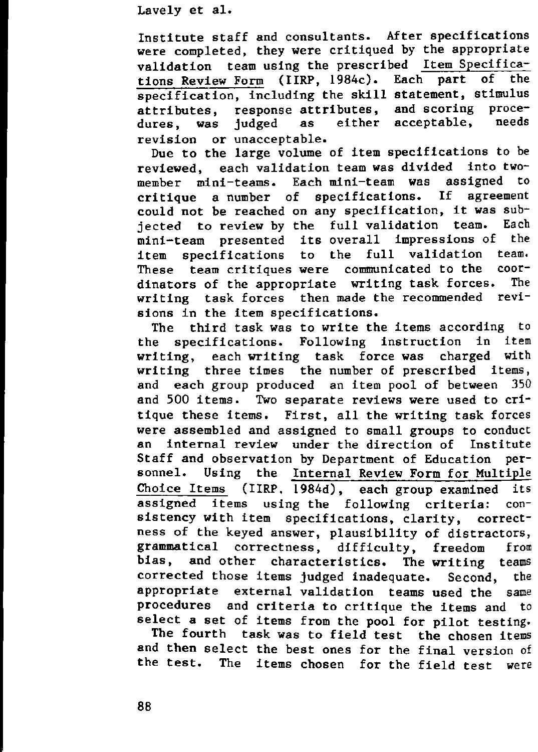Institute staff and consultants. After specifications were completed, they were critiqued by the appropriate validation team using the prescribed Item Specifications Review Form (IIRP, 1984c). Each part of the specification, including the skill statement, stimulus attributes, response attributes, and scoring procedures, was judged as either acceptable, needs revision or unacceptable.

Due to the large volume of item specifications to be reviewed, each validation team was divided into two-member mini-teams. Each mini-team was assigned to critique a number of specifications. If agreement could not be reached on any specification, it was subjected to review by the full validation team. Each mini-team presented its overall impressions of the item specifications to the full validation team. These team critiques were communicated to the coordinators of the appropriate writing task forces. The writing task forces then made the recommended revisions in the item specifications.

The third task was to write the items according to the specifications. Following instruction in item writing, each writing task force was charged with writing three times the number of prescribed items, and each group produced an item pool of between 350 and 500 items. Two separate reviews were used to critique these items. First, all the writing task forces were assembled and assigned to small groups to conduct an internal review under the direction of Institute Staff and observation by Department of Education personnel. Using the Internal Review Form for Multiple Choice Items (IIRP, 1984d), each group examined its assigned items using the following criteria: consistency with item specifications, clarity, correctness of the keyed answer, plausibility of distractors, grammatical correctness, difficulty, freedom from bias, and other characteristics. The writing teams corrected those items judged inadequate. Second, the appropriate external validation teams used the same procedures and criteria to critique the items and to select a set of items from the pool for pilot testing.

The fourth task was to field test the chosen items and then select the best ones for the final version of the test. The items chosen for the field test were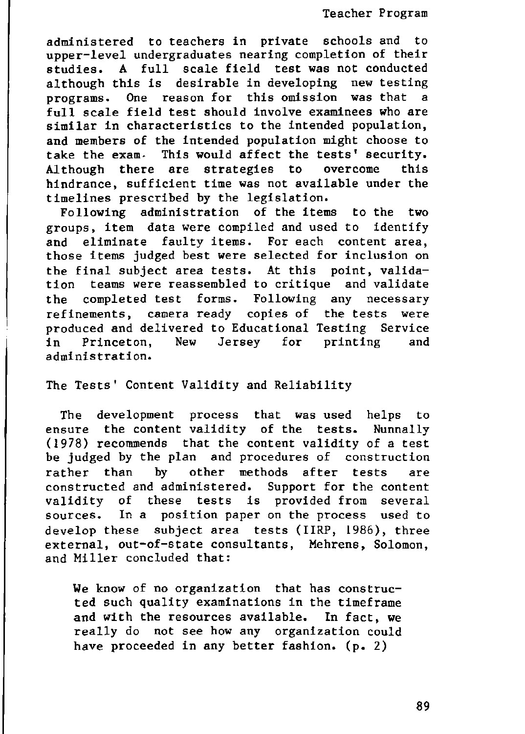administered to teachers in private schools and to upper-level undergraduates nearing completion of their studies. A full scale field test was not conducted although this is desirable in developing new testing programs. One reason for this omission was that a full scale field test should involve examinees who are similar in characteristics to the intended population, and members of the intended population might choose to take the exam. This would affect the tests' security. Although there are strategies to overcome this hindrance, sufficient time was not available under the timelines prescribed by the legislation.

Following administration of the items to the two groups, item data were compiled and used to identify and eliminate faulty items. For each content area, those items judged best were selected for inclusion on the final subject area tests. At this point, validation teams were reassembled to critique and validate the completed test forms. Following any necessary refinements, camera ready copies of the tests were produced and delivered to Educational Testing Service in Princeton, New Jersey for printing and administration.

## The Tests' Content Validity and Reliability

The development process that was used helps to ensure the content validity of the tests. Nunnally (1978) recommends that the content validity of a test be judged by the plan and procedures of construction rather than by other methods after tests are constructed and administered. Support for the content validity of these tests is provided from several sources. In a position paper on the process used to develop these subject area tests (IIRP, 1986), three external, out-of-state consultants, Mehrens, Solomon, and Miller concluded that:

> We know of no organization that has constructed such quality examinations in the timeframe and with the resources available. In fact, we really do not see how any organization could have proceeded in any better fashion. (p. 2)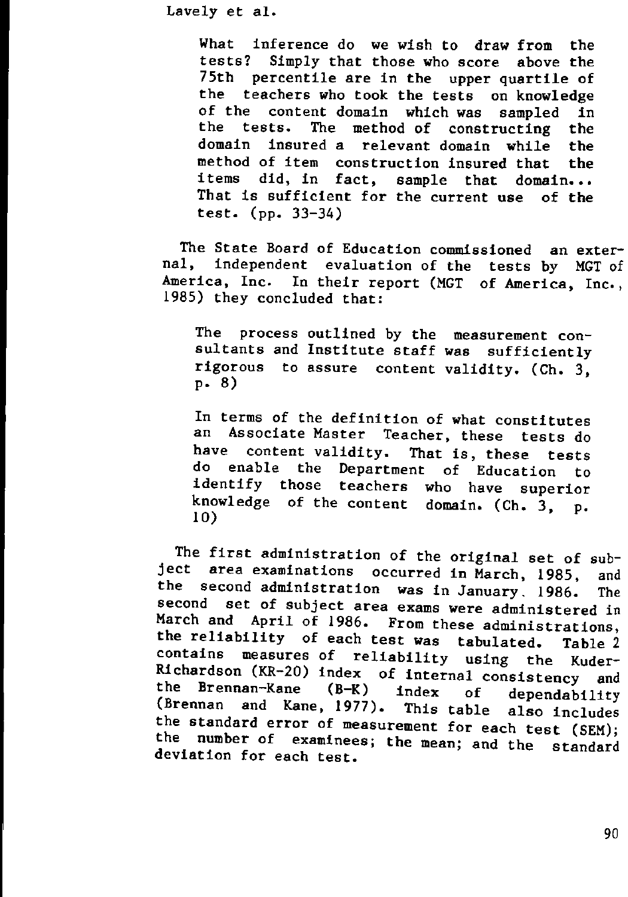> What inference do we wish to draw from the tests? Simply that those who score above the 75th percentile are in the upper quartile of the teachers who took the tests on knowledge of the content domain which was sampled in the tests. The method of constructing the domain insured a relevant domain while the method of item construction insured that the items did, in fact, sample that domain... That is sufficient for the current use of the test. (pp. 33-34)

The State Board of Education commissioned an external, independent evaluation of the tests by MGT of America, Inc. In their report (MGT of America, Inc., 1985) they concluded that:

> The process outlined by the measurement consultants and Institute staff was sufficiently rigorous to assure content validity. (Ch. 3, p. 8)

> In terms of the definition of what constitutes an Associate Master Teacher, these tests do have content validity. That is, these tests do enable the Department of Education to identify those teachers who have superior knowledge of the content domain. (Ch. 3, p. 10)

The first administration of the original set of subject area examinations occurred in March, 1985, and the second administration was in January, 1986. The second set of subject area exams were administered in March and April of 1986. From these administrations, the reliability of each test was tabulated. Table 2 contains measures of reliability using the Kuder-Richardson (KR-20) index of internal consistency and the Brennan-Kane (B-K) index of dependability (Brennan and Kane, 1977). This table also includes the standard error of measurement for each test (SEM); the number of examinees; the mean; and the standard deviation for each test.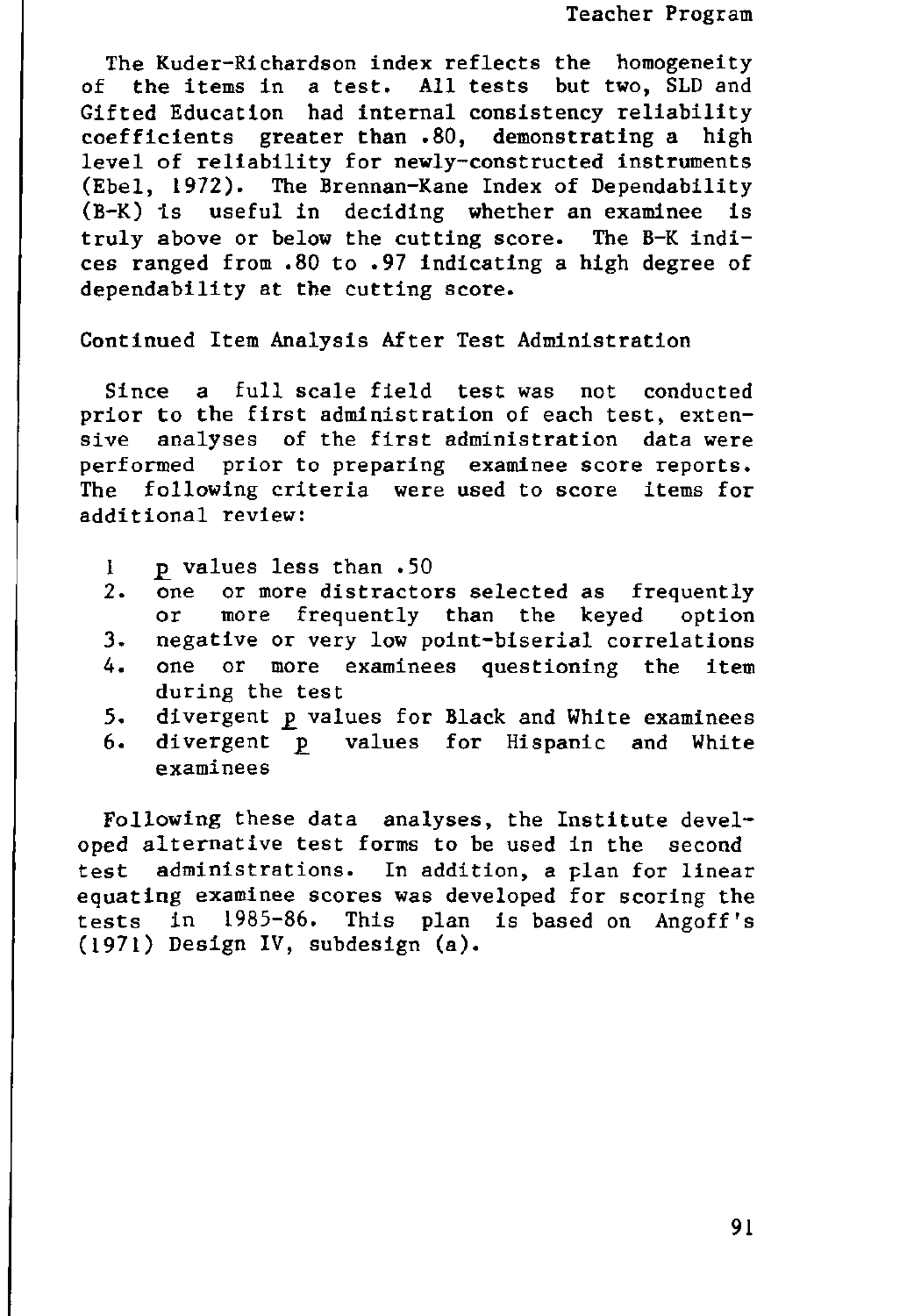The Kuder-Richardson index reflects the homogeneity of the items in a test. All tests but two, SLD and Gifted Education had internal consistency reliability coefficients greater than .80, demonstrating a high level of reliability for newly-constructed instruments (Ebel, 1972). The Brennan-Kane Index of Dependability (B-K) is useful in deciding whether an examinee is truly above or below the cutting score. The B-K indices ranged from .80 to .97 indicating a high degree of dependability at the cutting score.

## Continued Item Analysis After Test Administration

Since a full scale field test was not conducted prior to the first administration of each test, extensive analyses of the first administration data were performed prior to preparing examinee score reports. The following criteria were used to score items for additional review:

1. *p* values less than .50
2. one or more distractors selected as frequently or more frequently than the keyed option
3. negative or very low point-biserial correlations
4. one or more examinees questioning the item during the test
5. divergent *p* values for Black and White examinees
6. divergent *p* values for Hispanic and White examinees

Following these data analyses, the Institute developed alternative test forms to be used in the second test administrations. In addition, a plan for linear equating examinee scores was developed for scoring the tests in 1985-86. This plan is based on Angoff's (1971) Design IV, subdesign (a).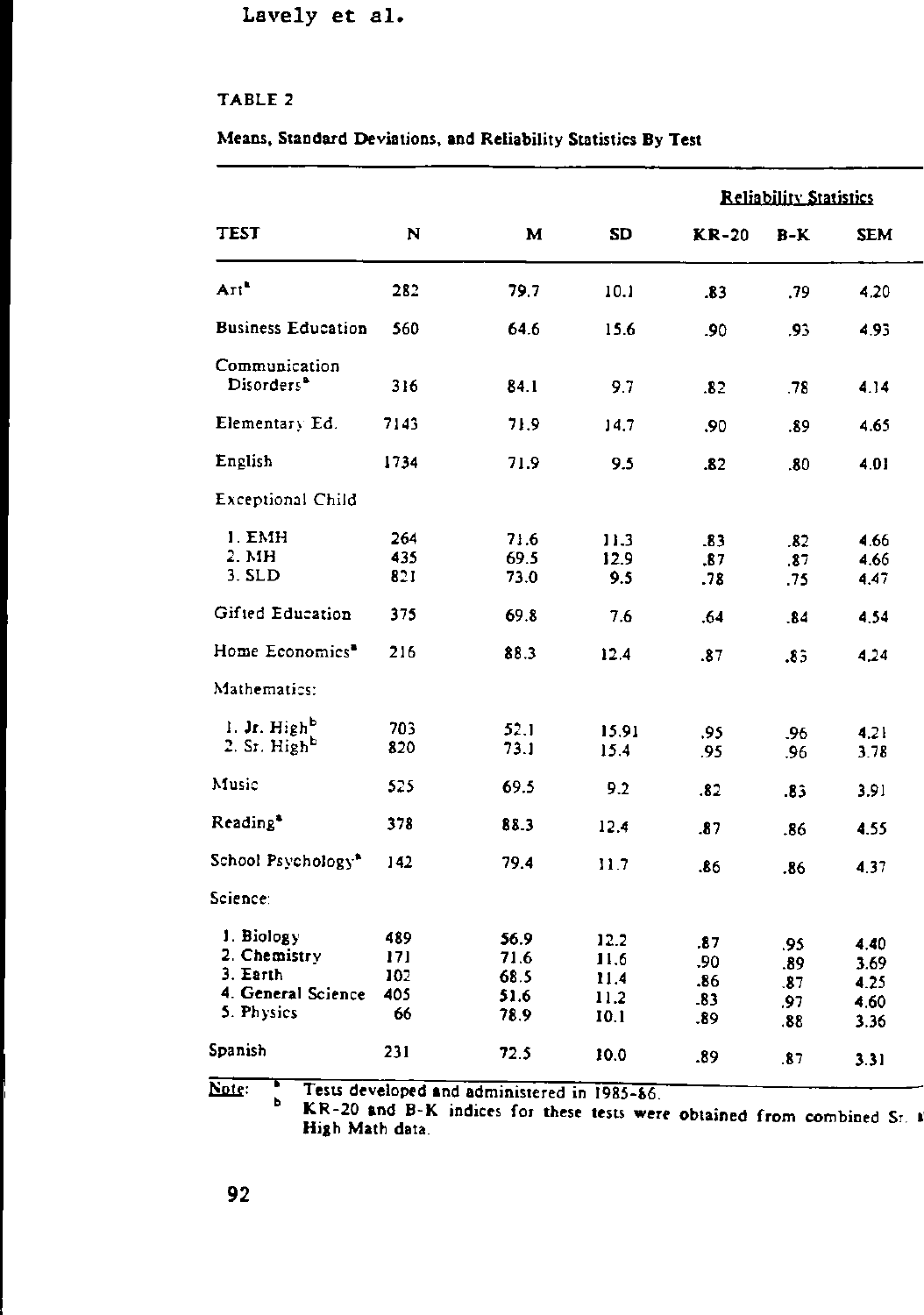TABLE 2

**Means, Standard Deviations, and Reliability Statistics By Test**

| TEST | N | M | SD | Reliability Statistics KR-20 | B-K | SEM |
|---|---|---|---|---|---|---|
| Art[a] | 282 | 79.7 | 10.1 | .83 | .79 | 4.20 |
| Business Education | 560 | 64.6 | 15.6 | .90 | .93 | 4.93 |
| Communication Disorders[a] | 316 | 84.1 | 9.7 | .82 | .78 | 4.14 |
| Elementary Ed. | 7143 | 71.9 | 14.7 | .90 | .89 | 4.65 |
| English | 1734 | 71.9 | 9.5 | .82 | .80 | 4.01 |
| Exceptional Child | | | | | | |
| 1. EMH | 264 | 71.6 | 11.3 | .83 | .82 | 4.66 |
| 2. MH | 435 | 69.5 | 12.9 | .87 | .87 | 4.66 |
| 3. SLD | 821 | 73.0 | 9.5 | .78 | .75 | 4.47 |
| Gifted Education | 375 | 69.8 | 7.6 | .64 | .84 | 4.54 |
| Home Economics[a] | 216 | 88.3 | 12.4 | .87 | .83 | 4.24 |
| Mathematics: | | | | | | |
| 1. Jr. High[b] | 703 | 52.1 | 15.91 | .95 | .96 | 4.21 |
| 2. Sr. High[b] | 820 | 73.1 | 15.4 | .95 | .96 | 3.78 |
| Music | 525 | 69.5 | 9.2 | .82 | .83 | 3.91 |
| Reading[a] | 378 | 88.3 | 12.4 | .87 | .86 | 4.55 |
| School Psychology[a] | 142 | 79.4 | 11.7 | .86 | .86 | 4.37 |
| Science: | | | | | | |
| 1. Biology | 489 | 56.9 | 12.2 | .87 | .95 | 4.40 |
| 2. Chemistry | 171 | 71.6 | 11.6 | .90 | .89 | 3.69 |
| 3. Earth | 102 | 68.5 | 11.4 | .86 | .87 | 4.25 |
| 4. General Science | 405 | 51.6 | 11.2 | .83 | .97 | 4.60 |
| 5. Physics | 66 | 78.9 | 10.1 | .89 | .88 | 3.36 |
| Spanish | 231 | 72.5 | 10.0 | .89 | .87 | 3.31 |

Note: [a] Tests developed and administered in 1985-86.
[b] KR-20 and B-K indices for these tests were obtained from combined Sr. & High Math data.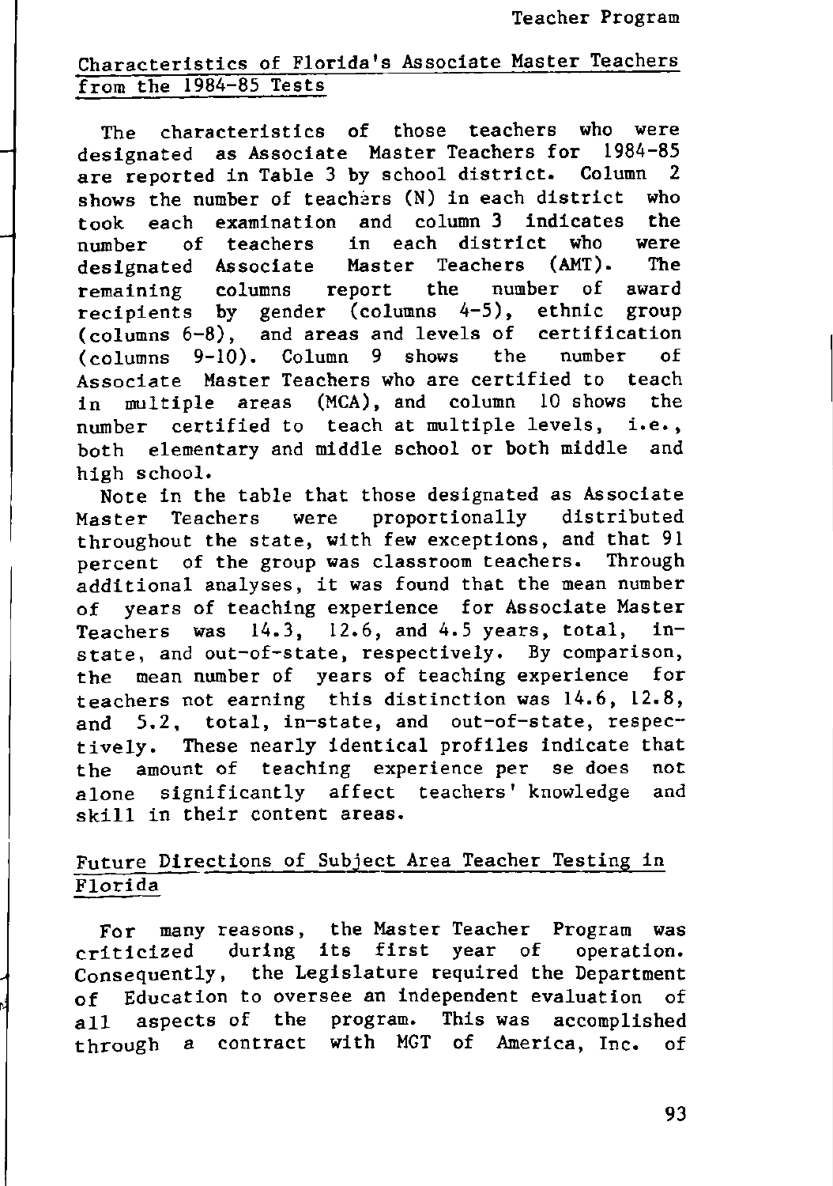## Characteristics of Florida's Associate Master Teachers from the 1984-85 Tests

The characteristics of those teachers who were designated as Associate Master Teachers for 1984-85 are reported in Table 3 by school district. Column 2 shows the number of teachers (N) in each district who took each examination and column 3 indicates the number of teachers in each district who were designated Associate Master Teachers (AMT). The remaining columns report the number of award recipients by gender (columns 4-5), ethnic group (columns 6-8), and areas and levels of certification (columns 9-10). Column 9 shows the number of Associate Master Teachers who are certified to teach in multiple areas (MCA), and column 10 shows the number certified to teach at multiple levels, i.e., both elementary and middle school or both middle and high school.

Note in the table that those designated as Associate Master Teachers were proportionally distributed throughout the state, with few exceptions, and that 91 percent of the group was classroom teachers. Through additional analyses, it was found that the mean number of years of teaching experience for Associate Master Teachers was 14.3, 12.6, and 4.5 years, total, in-state, and out-of-state, respectively. By comparison, the mean number of years of teaching experience for teachers not earning this distinction was 14.6, 12.8, and 5.2, total, in-state, and out-of-state, respectively. These nearly identical profiles indicate that the amount of teaching experience per se does not alone significantly affect teachers' knowledge and skill in their content areas.

## Future Directions of Subject Area Teacher Testing in Florida

For many reasons, the Master Teacher Program was criticized during its first year of operation. Consequently, the Legislature required the Department of Education to oversee an independent evaluation of all aspects of the program. This was accomplished through a contract with MGT of America, Inc. of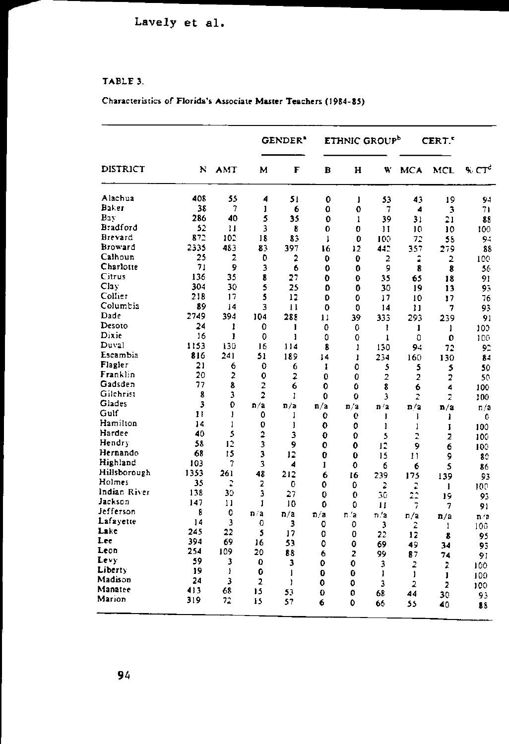**TABLE 3.**

Characteristics of Florida's Associate Master Teachers (1984-85)

| DISTRICT | N | AMT | GENDER[a] | | ETHNIC GROUP[b] | | | CERT.[c] | | |
|---|---|---|---|---|---|---|---|---|---|---|
| | | | M | F | B | H | W | MCA | MCL | % CT[d] |
| Alachua | 408 | 55 | 4 | 51 | 0 | 1 | 53 | 43 | 19 | 94 |
| Baker | 38 | 7 | 1 | 6 | 0 | 0 | 7 | 4 | 3 | 71 |
| Bay | 286 | 40 | 5 | 35 | 0 | 1 | 39 | 31 | 21 | 88 |
| Bradford | 52 | 11 | 3 | 8 | 0 | 0 | 11 | 10 | 10 | 100 |
| Brevard | 872 | 102 | 18 | 83 | 1 | 0 | 100 | 72 | 58 | 94 |
| Broward | 2335 | 483 | 83 | 397 | 16 | 12 | 442 | 357 | 279 | 88 |
| Calhoun | 25 | 2 | 0 | 2 | 0 | 0 | 2 | 2 | 2 | 100 |
| Charlotte | 71 | 9 | 3 | 6 | 0 | 0 | 9 | 8 | 8 | 56 |
| Citrus | 136 | 35 | 8 | 27 | 0 | 0 | 35 | 65 | 18 | 91 |
| Clay | 304 | 30 | 5 | 25 | 0 | 0 | 30 | 19 | 13 | 93 |
| Collier | 218 | 17 | 5 | 12 | 0 | 0 | 17 | 10 | 17 | 76 |
| Columbia | 89 | 14 | 3 | 11 | 0 | 0 | 14 | 11 | 7 | 93 |
| Dade | 2749 | 394 | 104 | 288 | 11 | 39 | 333 | 293 | 239 | 91 |
| Desoto | 24 | 1 | 0 | 1 | 0 | 0 | 1 | 1 | 1 | 100 |
| Dixie | 16 | 1 | 0 | 1 | 0 | 0 | 1 | 0 | 0 | 100 |
| Duval | 1153 | 130 | 16 | 114 | 8 | 1 | 130 | 94 | 72 | 92 |
| Escambia | 816 | 241 | 51 | 189 | 14 | 1 | 234 | 160 | 130 | 84 |
| Flagler | 21 | 6 | 0 | 6 | 1 | 0 | 5 | 5 | 5 | 50 |
| Franklin | 20 | 2 | 0 | 2 | 0 | 0 | 2 | 2 | 2 | 50 |
| Gadsden | 77 | 8 | 2 | 6 | 0 | 0 | 8 | 6 | 4 | 100 |
| Gilchrist | 8 | 3 | 2 | 1 | 0 | 0 | 3 | 2 | 2 | 100 |
| Glades | 3 | 0 | n/a | n/a | n/a | n/a | n/a | n/a | n/a | n/a |
| Gulf | 11 | 1 | 0 | 1 | 0 | 0 | 1 | 1 | 1 | 0 |
| Hamilton | 14 | 1 | 0 | 1 | 0 | 0 | 1 | 1 | 1 | 100 |
| Hardee | 40 | 5 | 2 | 3 | 0 | 0 | 5 | 2 | 2 | 100 |
| Hendry | 58 | 12 | 3 | 9 | 0 | 0 | 12 | 9 | 6 | 100 |
| Hernando | 68 | 15 | 3 | 12 | 0 | 0 | 15 | 11 | 9 | 80 |
| Highland | 103 | 7 | 3 | 4 | 1 | 0 | 6 | 6 | 5 | 86 |
| Hillsborough | 1353 | 261 | 48 | 212 | 6 | 16 | 239 | 175 | 139 | 93 |
| Holmes | 35 | 2 | 2 | 0 | 0 | 0 | 2 | 2 | 1 | 100 |
| Indian River | 138 | 30 | 3 | 27 | 0 | 0 | 30 | 22 | 19 | 93 |
| Jackson | 147 | 11 | 1 | 10 | 0 | 0 | 11 | 7 | 7 | 91 |
| Jefferson | 8 | 0 | n/a | n/a | n/a | n/a | n/a | n/a | n/a | n/a |
| Lafayette | 14 | 3 | 0 | 3 | 0 | 0 | 3 | 2 | 1 | 100 |
| Lake | 245 | 22 | 5 | 17 | 0 | 0 | 22 | 12 | 8 | 95 |
| Lee | 394 | 69 | 16 | 53 | 0 | 0 | 69 | 49 | 34 | 93 |
| Leon | 254 | 109 | 20 | 88 | 6 | 2 | 99 | 87 | 74 | 91 |
| Levy | 59 | 3 | 0 | 3 | 0 | 0 | 3 | 2 | 2 | 100 |
| Liberty | 19 | 1 | 0 | 1 | 0 | 0 | 1 | 1 | 1 | 100 |
| Madison | 24 | 3 | 2 | 1 | 0 | 0 | 3 | 2 | 2 | 100 |
| Manatee | 413 | 68 | 15 | 53 | 0 | 0 | 68 | 44 | 30 | 93 |
| Marion | 319 | 72 | 15 | 57 | 6 | 0 | 66 | 55 | 40 | 88 |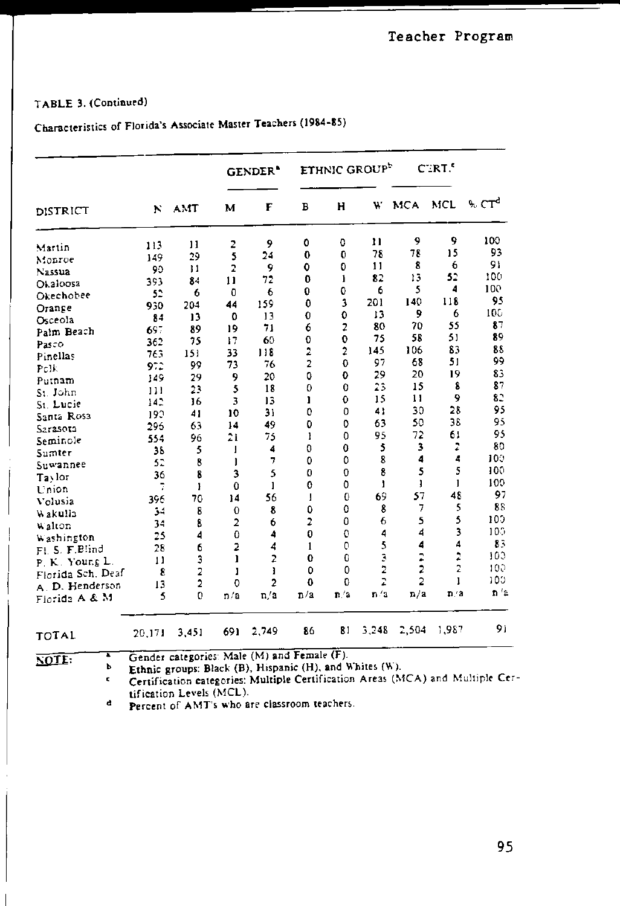TABLE 3. (Continued)

Characteristics of Florida's Associate Master Teachers (1984-85)

| DISTRICT | N | AMT | GENDER[a] | | ETHNIC GROUP[b] | | | CERT.[c] | | % CT[d] |
|---|---|---|---|---|---|---|---|---|---|---|
| | | | M | F | B | H | W | MCA | MCL | |
| Martin | 113 | 11 | 2 | 9 | 0 | 0 | 11 | 9 | 9 | 100 |
| Monroe | 149 | 29 | 5 | 24 | 0 | 0 | 78 | 78 | 15 | 93 |
| Nassua | 90 | 11 | 2 | 9 | 0 | 0 | 11 | 8 | 6 | 91 |
| Okaloosa | 393 | 84 | 11 | 72 | 0 | 1 | 82 | 13 | 52 | 100 |
| Okechobee | 52 | 6 | 0 | 6 | 0 | 0 | 6 | 5 | 4 | 100 |
| Orange | 930 | 204 | 44 | 159 | 0 | 3 | 201 | 140 | 118 | 95 |
| Osceola | 84 | 13 | 0 | 13 | 0 | 0 | 13 | 9 | 6 | 100 |
| Palm Beach | 697 | 89 | 19 | 71 | 6 | 2 | 80 | 70 | 55 | 87 |
| Pasco | 362 | 75 | 17 | 60 | 0 | 0 | 75 | 58 | 51 | 89 |
| Pinellas | 763 | 151 | 33 | 118 | 2 | 2 | 145 | 106 | 83 | 88 |
| Polk | 972 | 99 | 73 | 76 | 2 | 0 | 97 | 68 | 51 | 99 |
| Putnam | 149 | 29 | 9 | 20 | 0 | 0 | 29 | 20 | 19 | 83 |
| St. John | 111 | 23 | 5 | 18 | 0 | 0 | 23 | 15 | 8 | 87 |
| St. Lucie | 142 | 16 | 3 | 13 | 1 | 0 | 15 | 11 | 9 | 82 |
| Santa Rosa | 190 | 41 | 10 | 31 | 0 | 0 | 41 | 30 | 28 | 95 |
| Sarasota | 296 | 63 | 14 | 49 | 0 | 0 | 63 | 50 | 38 | 95 |
| Seminole | 554 | 96 | 21 | 75 | 1 | 0 | 95 | 72 | 61 | 95 |
| Sumter | 38 | 5 | 1 | 4 | 0 | 0 | 5 | 3 | 2 | 80 |
| Suwannee | 52 | 8 | 1 | 7 | 0 | 0 | 8 | 4 | 4 | 100 |
| Taylor | 36 | 8 | 3 | 5 | 0 | 0 | 8 | 5 | 5 | 100 |
| Union | 7 | 1 | 0 | 1 | 0 | 0 | 1 | 1 | 1 | 100 |
| Volusia | 396 | 70 | 14 | 56 | 1 | 0 | 69 | 57 | 48 | 97 |
| Wakulla | 34 | 8 | 0 | 8 | 0 | 0 | 8 | 7 | 5 | 88 |
| Walton | 34 | 8 | 2 | 6 | 2 | 0 | 6 | 5 | 5 | 100 |
| Washington | 25 | 4 | 0 | 4 | 0 | 0 | 4 | 4 | 3 | 100 |
| Fl. S. F.Blind | 28 | 6 | 2 | 4 | 1 | 0 | 5 | 4 | 4 | 83 |
| P. K. Young L. | 11 | 3 | 1 | 2 | 0 | 0 | 3 | 2 | 2 | 100 |
| Florida Sch. Deaf | 8 | 2 | 1 | 1 | 0 | 0 | 2 | 2 | 2 | 100 |
| A. D. Henderson | 13 | 2 | 0 | 2 | 0 | 0 | 2 | 2 | 1 | 100 |
| Florida A & M | 5 | 0 | n/a | n/a | n/a | n/a | n/a | n/a | n/a | n/a |
| TOTAL | 20,171 | 3,451 | 691 | 2,749 | 86 | 81 | 3,248 | 2,504 | 1,987 | 91 |

NOTE:
- a Gender categories: Male (M) and Female (F).
- b Ethnic groups: Black (B), Hispanic (H), and Whites (W).
- c Certification categories: Multiple Certification Areas (MCA) and Multiple Certification Levels (MCL).
- d Percent of AMT's who are classroom teachers.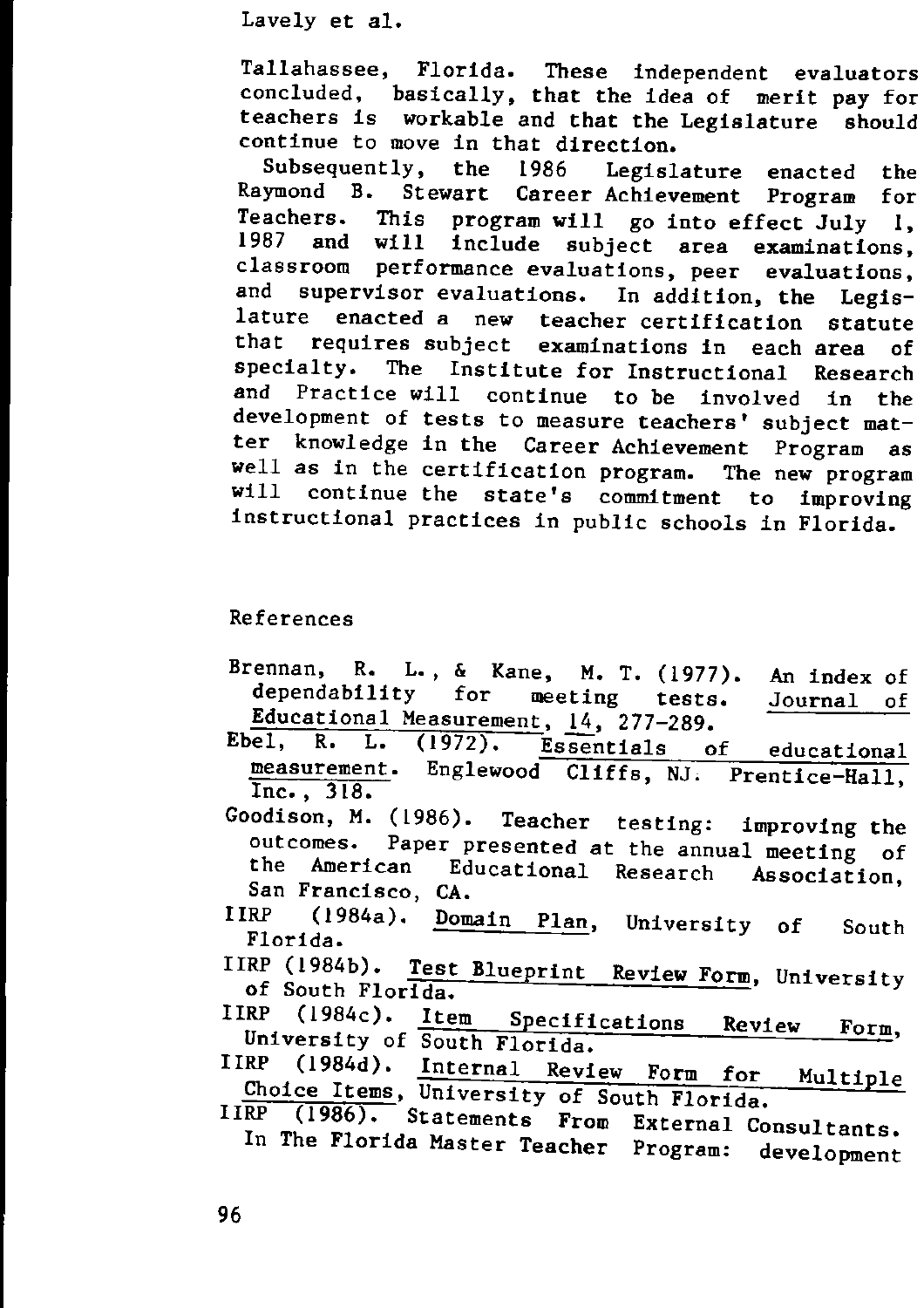Tallahassee, Florida. These independent evaluators concluded, basically, that the idea of merit pay for teachers is workable and that the Legislature should continue to move in that direction.

Subsequently, the 1986 Legislature enacted the Raymond B. Stewart Career Achievement Program for Teachers. This program will go into effect July 1, 1987 and will include subject area examinations, classroom performance evaluations, peer evaluations, and supervisor evaluations. In addition, the Legislature enacted a new teacher certification statute that requires subject examinations in each area of specialty. The Institute for Instructional Research and Practice will continue to be involved in the development of tests to measure teachers' subject matter knowledge in the Career Achievement Program as well as in the certification program. The new program will continue the state's commitment to improving instructional practices in public schools in Florida.

## References

Brennan, R. L., & Kane, M. T. (1977). An index of dependability for meeting tests. Journal of Educational Measurement, 14, 277-289.

Ebel, R. L. (1972). Essentials of educational measurement. Englewood Cliffs, NJ. Prentice-Hall, Inc., 318.

Goodison, M. (1986). Teacher testing: improving the outcomes. Paper presented at the annual meeting of the American Educational Research Association, San Francisco, CA.

IIRP (1984a). Domain Plan, University of South Florida.

IIRP (1984b). Test Blueprint Review Form, University of South Florida.

IIRP (1984c). Item Specifications Review Form, University of South Florida.

IIRP (1984d). Internal Review Form for Multiple Choice Items, University of South Florida.

IIRP (1986). Statements From External Consultants. In The Florida Master Teacher Program: development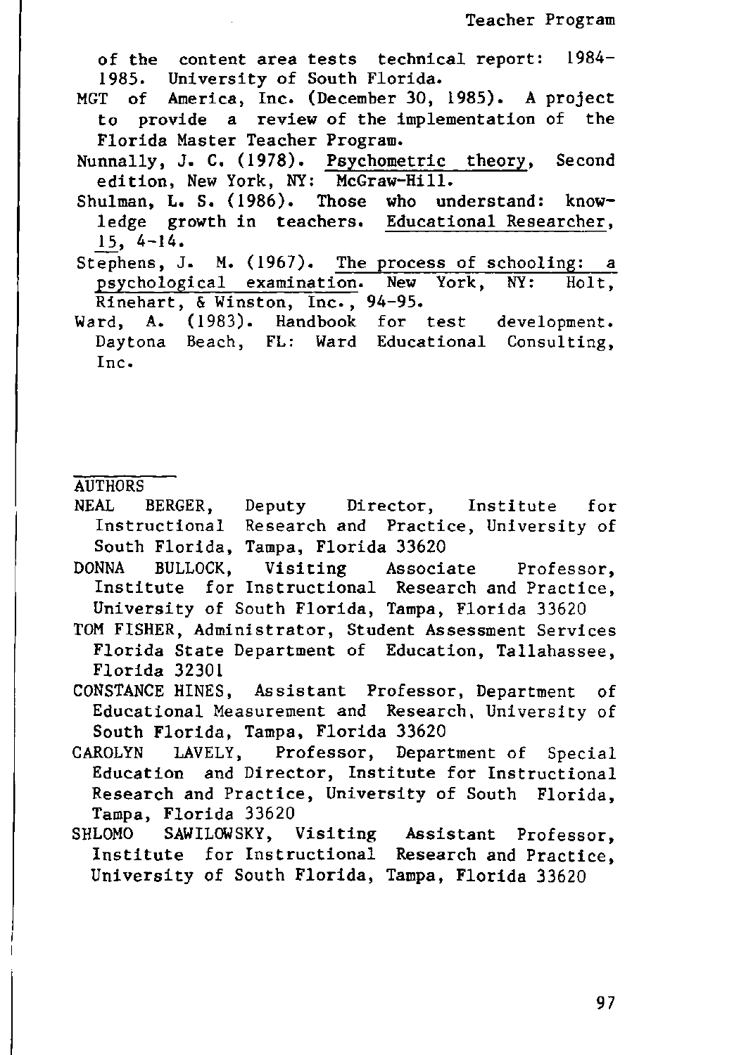of the content area tests technical report: 1984-1985. University of South Florida.

MGT of America, Inc. (December 30, 1985). A project to provide a review of the implementation of the Florida Master Teacher Program.

Nunnally, J. C. (1978). Psychometric theory, Second edition, New York, NY: McGraw-Hill.

Shulman, L. S. (1986). Those who understand: knowledge growth in teachers. Educational Researcher, 15, 4-14.

Stephens, J. M. (1967). The process of schooling: a psychological examination. New York, NY: Holt, Rinehart, & Winston, Inc., 94-95.

Ward, A. (1983). Handbook for test development. Daytona Beach, FL: Ward Educational Consulting, Inc.

AUTHORS

NEAL BERGER, Deputy Director, Institute for Instructional Research and Practice, University of South Florida, Tampa, Florida 33620

DONNA BULLOCK, Visiting Associate Professor, Institute for Instructional Research and Practice, University of South Florida, Tampa, Florida 33620

TOM FISHER, Administrator, Student Assessment Services Florida State Department of Education, Tallahassee, Florida 32301

CONSTANCE HINES, Assistant Professor, Department of Educational Measurement and Research, University of South Florida, Tampa, Florida 33620

CAROLYN LAVELY, Professor, Department of Special Education and Director, Institute for Instructional Research and Practice, University of South Florida, Tampa, Florida 33620

SHLOMO SAWILOWSKY, Visiting Assistant Professor, Institute for Instructional Research and Practice, University of South Florida, Tampa, Florida 33620